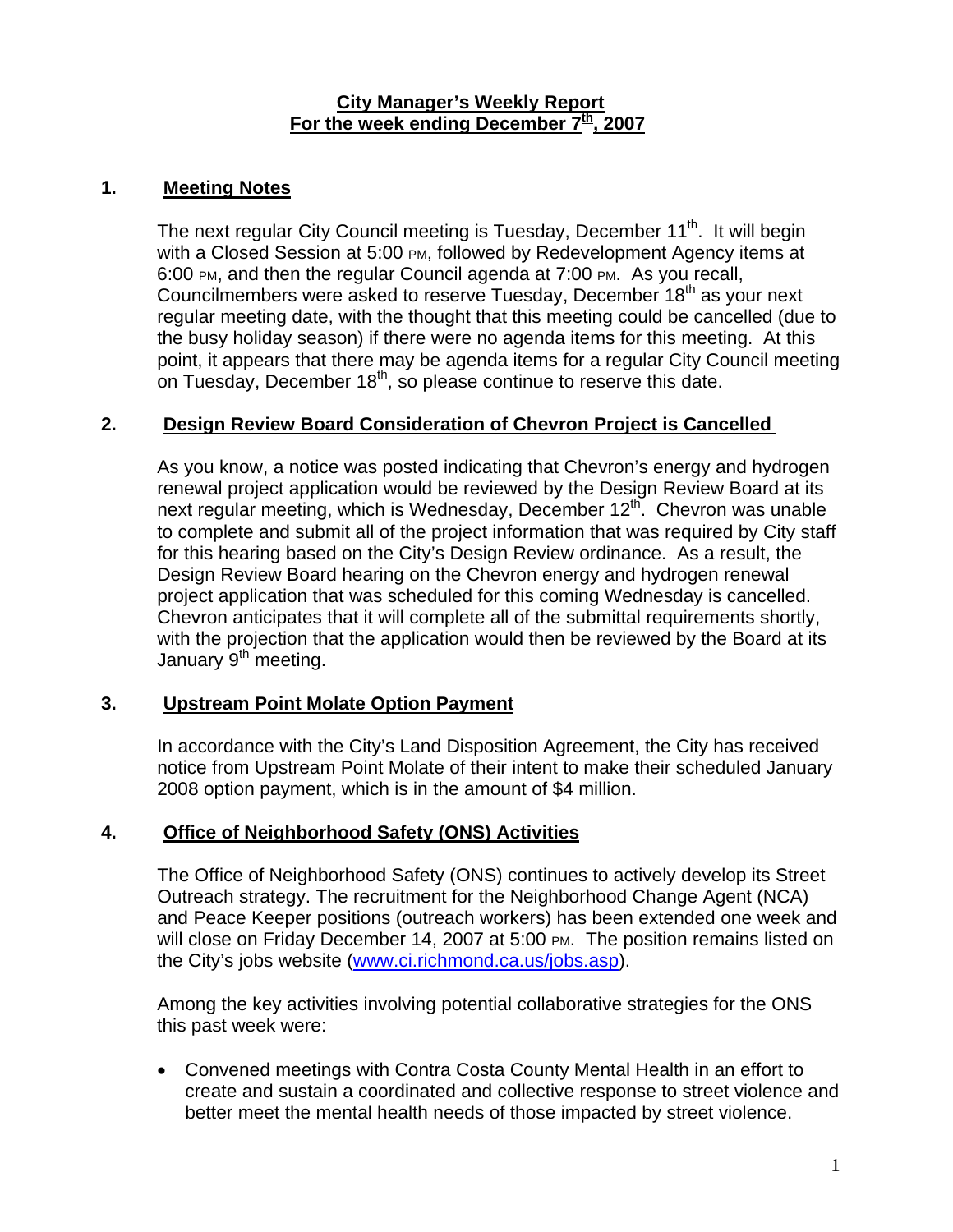# City Manager's Weekly Report
## For the week ending December 7th, 2007

## 1. Meeting Notes

The next regular City Council meeting is Tuesday, December 11th. It will begin with a Closed Session at 5:00 PM, followed by Redevelopment Agency items at 6:00 PM, and then the regular Council agenda at 7:00 PM. As you recall, Councilmembers were asked to reserve Tuesday, December 18th as your next regular meeting date, with the thought that this meeting could be cancelled (due to the busy holiday season) if there were no agenda items for this meeting. At this point, it appears that there may be agenda items for a regular City Council meeting on Tuesday, December 18th, so please continue to reserve this date.

## 2. Design Review Board Consideration of Chevron Project is Cancelled

As you know, a notice was posted indicating that Chevron's energy and hydrogen renewal project application would be reviewed by the Design Review Board at its next regular meeting, which is Wednesday, December 12th. Chevron was unable to complete and submit all of the project information that was required by City staff for this hearing based on the City's Design Review ordinance. As a result, the Design Review Board hearing on the Chevron energy and hydrogen renewal project application that was scheduled for this coming Wednesday is cancelled. Chevron anticipates that it will complete all of the submittal requirements shortly, with the projection that the application would then be reviewed by the Board at its January 9th meeting.

## 3. Upstream Point Molate Option Payment

In accordance with the City's Land Disposition Agreement, the City has received notice from Upstream Point Molate of their intent to make their scheduled January 2008 option payment, which is in the amount of $4 million.

## 4. Office of Neighborhood Safety (ONS) Activities

The Office of Neighborhood Safety (ONS) continues to actively develop its Street Outreach strategy. The recruitment for the Neighborhood Change Agent (NCA) and Peace Keeper positions (outreach workers) has been extended one week and will close on Friday December 14, 2007 at 5:00 PM. The position remains listed on the City's jobs website (www.ci.richmond.ca.us/jobs.asp).

Among the key activities involving potential collaborative strategies for the ONS this past week were:

- Convened meetings with Contra Costa County Mental Health in an effort to create and sustain a coordinated and collective response to street violence and better meet the mental health needs of those impacted by street violence.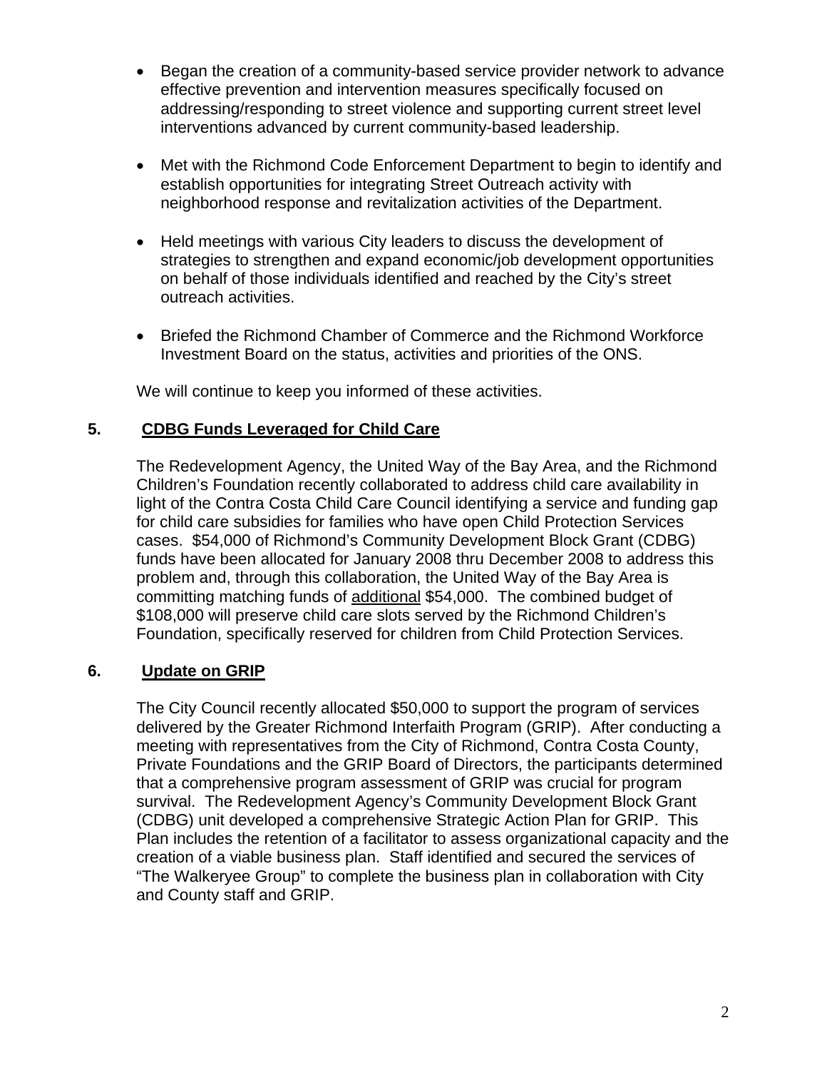- Began the creation of a community-based service provider network to advance effective prevention and intervention measures specifically focused on addressing/responding to street violence and supporting current street level interventions advanced by current community-based leadership.

- Met with the Richmond Code Enforcement Department to begin to identify and establish opportunities for integrating Street Outreach activity with neighborhood response and revitalization activities of the Department.

- Held meetings with various City leaders to discuss the development of strategies to strengthen and expand economic/job development opportunities on behalf of those individuals identified and reached by the City's street outreach activities.

- Briefed the Richmond Chamber of Commerce and the Richmond Workforce Investment Board on the status, activities and priorities of the ONS.

We will continue to keep you informed of these activities.

## 5. CDBG Funds Leveraged for Child Care

The Redevelopment Agency, the United Way of the Bay Area, and the Richmond Children's Foundation recently collaborated to address child care availability in light of the Contra Costa Child Care Council identifying a service and funding gap for child care subsidies for families who have open Child Protection Services cases. $54,000 of Richmond's Community Development Block Grant (CDBG) funds have been allocated for January 2008 thru December 2008 to address this problem and, through this collaboration, the United Way of the Bay Area is committing matching funds of <u>additional</u> $54,000. The combined budget of $108,000 will preserve child care slots served by the Richmond Children's Foundation, specifically reserved for children from Child Protection Services.

## 6. Update on GRIP

The City Council recently allocated $50,000 to support the program of services delivered by the Greater Richmond Interfaith Program (GRIP). After conducting a meeting with representatives from the City of Richmond, Contra Costa County, Private Foundations and the GRIP Board of Directors, the participants determined that a comprehensive program assessment of GRIP was crucial for program survival. The Redevelopment Agency's Community Development Block Grant (CDBG) unit developed a comprehensive Strategic Action Plan for GRIP. This Plan includes the retention of a facilitator to assess organizational capacity and the creation of a viable business plan. Staff identified and secured the services of "The Walkeryee Group" to complete the business plan in collaboration with City and County staff and GRIP.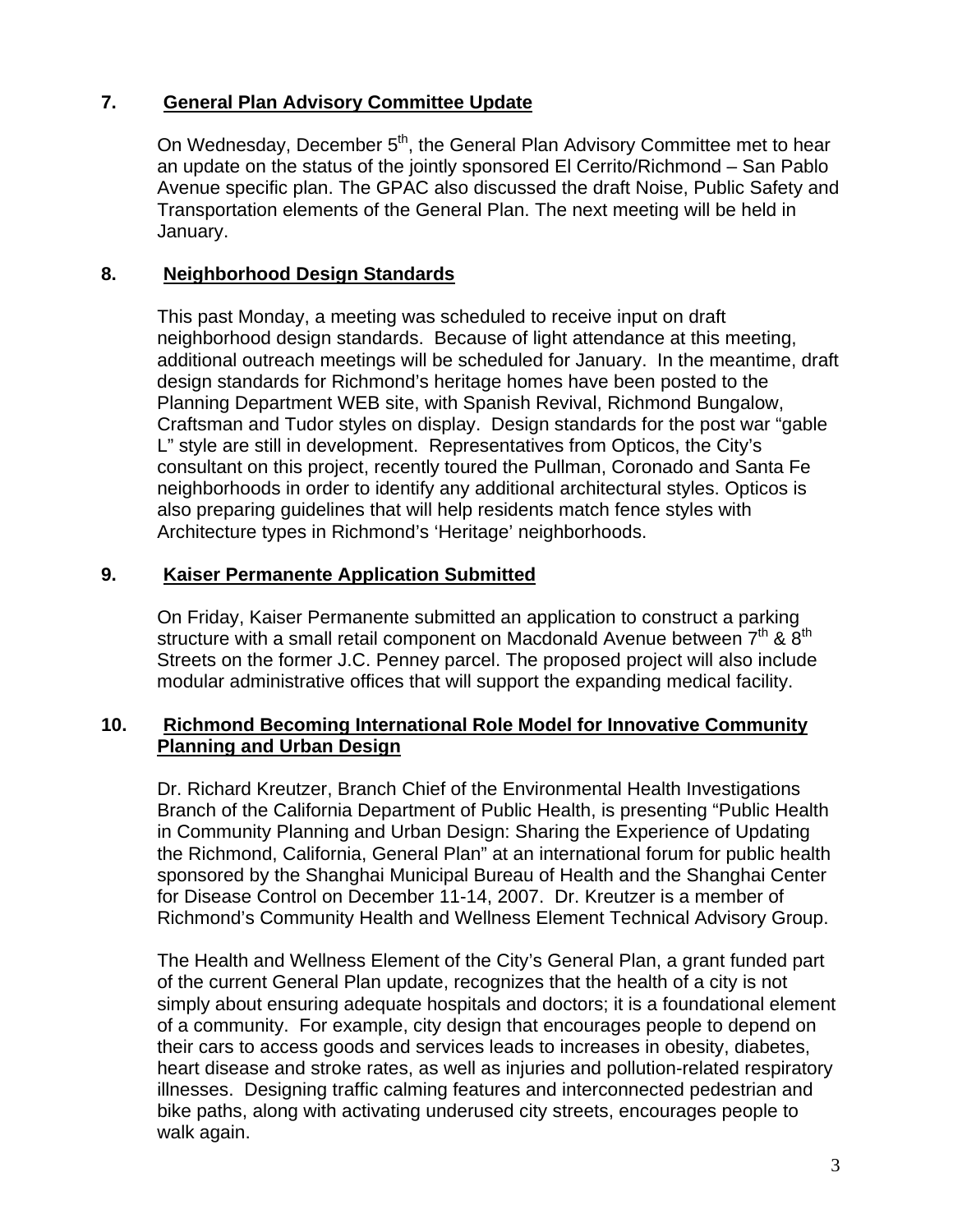## 7. General Plan Advisory Committee Update

On Wednesday, December 5th, the General Plan Advisory Committee met to hear an update on the status of the jointly sponsored El Cerrito/Richmond – San Pablo Avenue specific plan. The GPAC also discussed the draft Noise, Public Safety and Transportation elements of the General Plan. The next meeting will be held in January.

## 8. Neighborhood Design Standards

This past Monday, a meeting was scheduled to receive input on draft neighborhood design standards. Because of light attendance at this meeting, additional outreach meetings will be scheduled for January. In the meantime, draft design standards for Richmond's heritage homes have been posted to the Planning Department WEB site, with Spanish Revival, Richmond Bungalow, Craftsman and Tudor styles on display. Design standards for the post war "gable L" style are still in development. Representatives from Opticos, the City's consultant on this project, recently toured the Pullman, Coronado and Santa Fe neighborhoods in order to identify any additional architectural styles. Opticos is also preparing guidelines that will help residents match fence styles with Architecture types in Richmond's 'Heritage' neighborhoods.

## 9. Kaiser Permanente Application Submitted

On Friday, Kaiser Permanente submitted an application to construct a parking structure with a small retail component on Macdonald Avenue between 7th & 8th Streets on the former J.C. Penney parcel. The proposed project will also include modular administrative offices that will support the expanding medical facility.

## 10. Richmond Becoming International Role Model for Innovative Community Planning and Urban Design

Dr. Richard Kreutzer, Branch Chief of the Environmental Health Investigations Branch of the California Department of Public Health, is presenting "Public Health in Community Planning and Urban Design: Sharing the Experience of Updating the Richmond, California, General Plan" at an international forum for public health sponsored by the Shanghai Municipal Bureau of Health and the Shanghai Center for Disease Control on December 11-14, 2007. Dr. Kreutzer is a member of Richmond's Community Health and Wellness Element Technical Advisory Group.

The Health and Wellness Element of the City's General Plan, a grant funded part of the current General Plan update, recognizes that the health of a city is not simply about ensuring adequate hospitals and doctors; it is a foundational element of a community. For example, city design that encourages people to depend on their cars to access goods and services leads to increases in obesity, diabetes, heart disease and stroke rates, as well as injuries and pollution-related respiratory illnesses. Designing traffic calming features and interconnected pedestrian and bike paths, along with activating underused city streets, encourages people to walk again.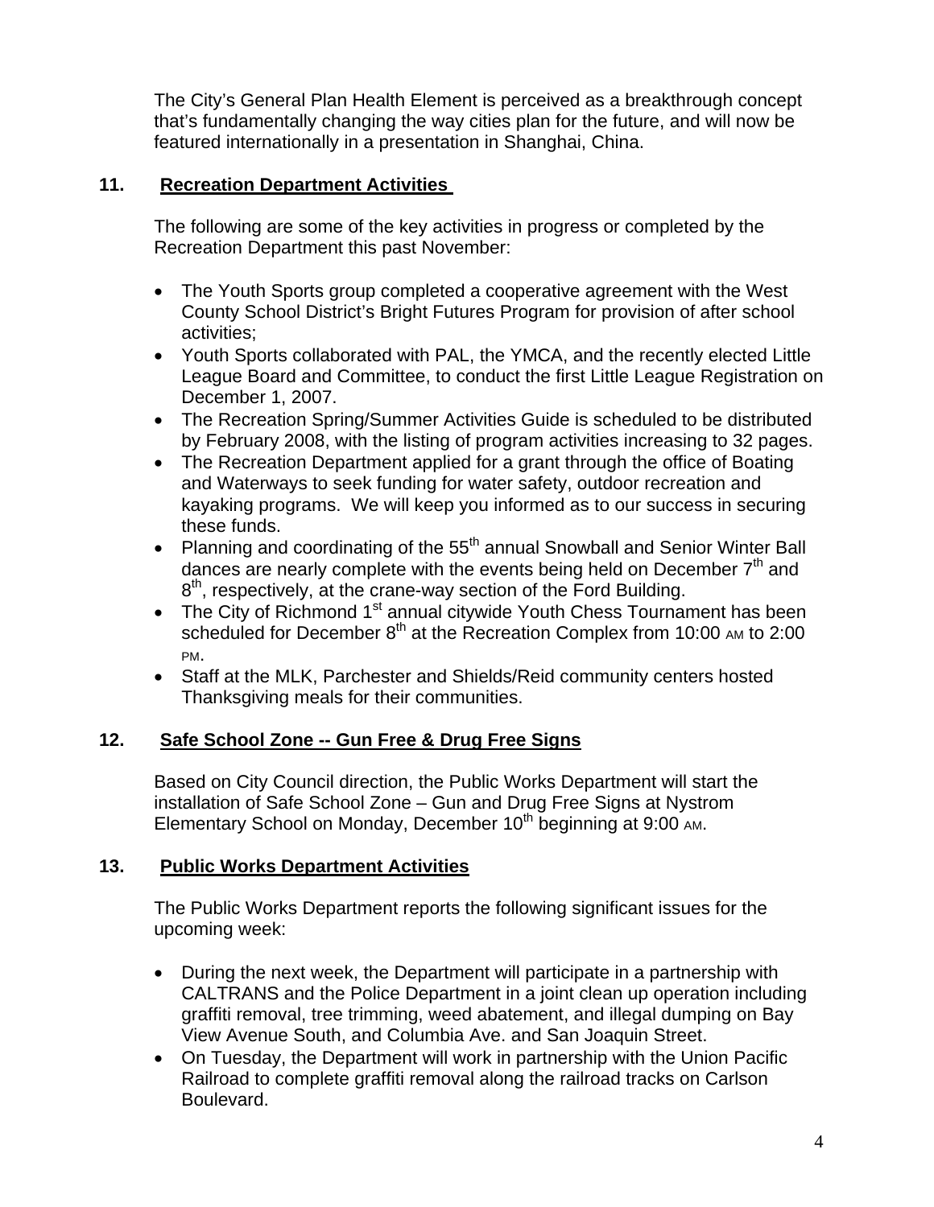The City's General Plan Health Element is perceived as a breakthrough concept that's fundamentally changing the way cities plan for the future, and will now be featured internationally in a presentation in Shanghai, China.

## 11. Recreation Department Activities

The following are some of the key activities in progress or completed by the Recreation Department this past November:

- The Youth Sports group completed a cooperative agreement with the West County School District's Bright Futures Program for provision of after school activities;
- Youth Sports collaborated with PAL, the YMCA, and the recently elected Little League Board and Committee, to conduct the first Little League Registration on December 1, 2007.
- The Recreation Spring/Summer Activities Guide is scheduled to be distributed by February 2008, with the listing of program activities increasing to 32 pages.
- The Recreation Department applied for a grant through the office of Boating and Waterways to seek funding for water safety, outdoor recreation and kayaking programs. We will keep you informed as to our success in securing these funds.
- Planning and coordinating of the 55th annual Snowball and Senior Winter Ball dances are nearly complete with the events being held on December 7th and 8th, respectively, at the crane-way section of the Ford Building.
- The City of Richmond 1st annual citywide Youth Chess Tournament has been scheduled for December 8th at the Recreation Complex from 10:00 AM to 2:00 PM.
- Staff at the MLK, Parchester and Shields/Reid community centers hosted Thanksgiving meals for their communities.

## 12. Safe School Zone -- Gun Free & Drug Free Signs

Based on City Council direction, the Public Works Department will start the installation of Safe School Zone – Gun and Drug Free Signs at Nystrom Elementary School on Monday, December 10th beginning at 9:00 AM.

## 13. Public Works Department Activities

The Public Works Department reports the following significant issues for the upcoming week:

- During the next week, the Department will participate in a partnership with CALTRANS and the Police Department in a joint clean up operation including graffiti removal, tree trimming, weed abatement, and illegal dumping on Bay View Avenue South, and Columbia Ave. and San Joaquin Street.
- On Tuesday, the Department will work in partnership with the Union Pacific Railroad to complete graffiti removal along the railroad tracks on Carlson Boulevard.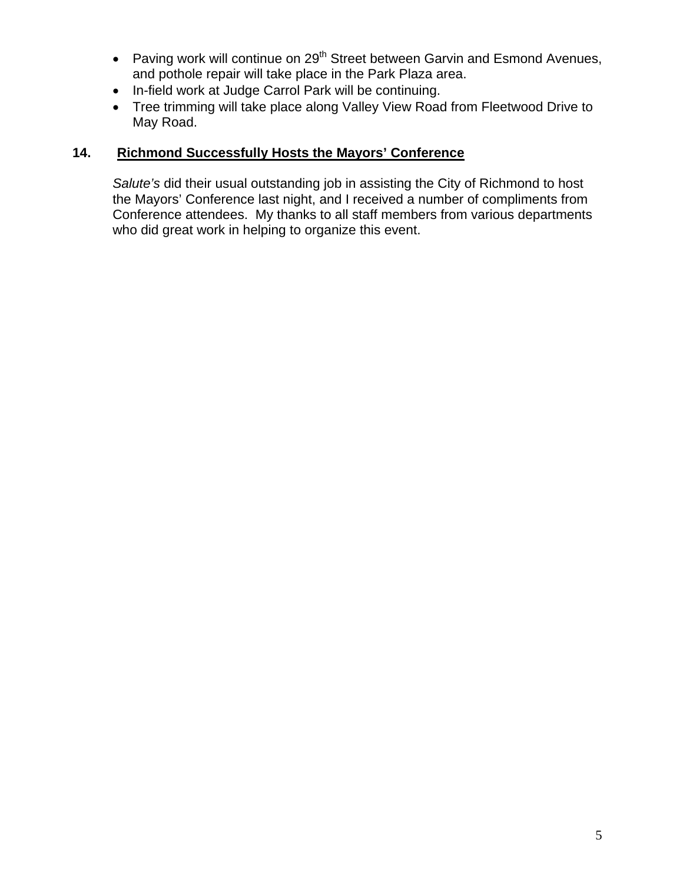- Paving work will continue on 29th Street between Garvin and Esmond Avenues, and pothole repair will take place in the Park Plaza area.
- In-field work at Judge Carrol Park will be continuing.
- Tree trimming will take place along Valley View Road from Fleetwood Drive to May Road.

## 14. Richmond Successfully Hosts the Mayors' Conference

*Salute's* did their usual outstanding job in assisting the City of Richmond to host the Mayors' Conference last night, and I received a number of compliments from Conference attendees. My thanks to all staff members from various departments who did great work in helping to organize this event.